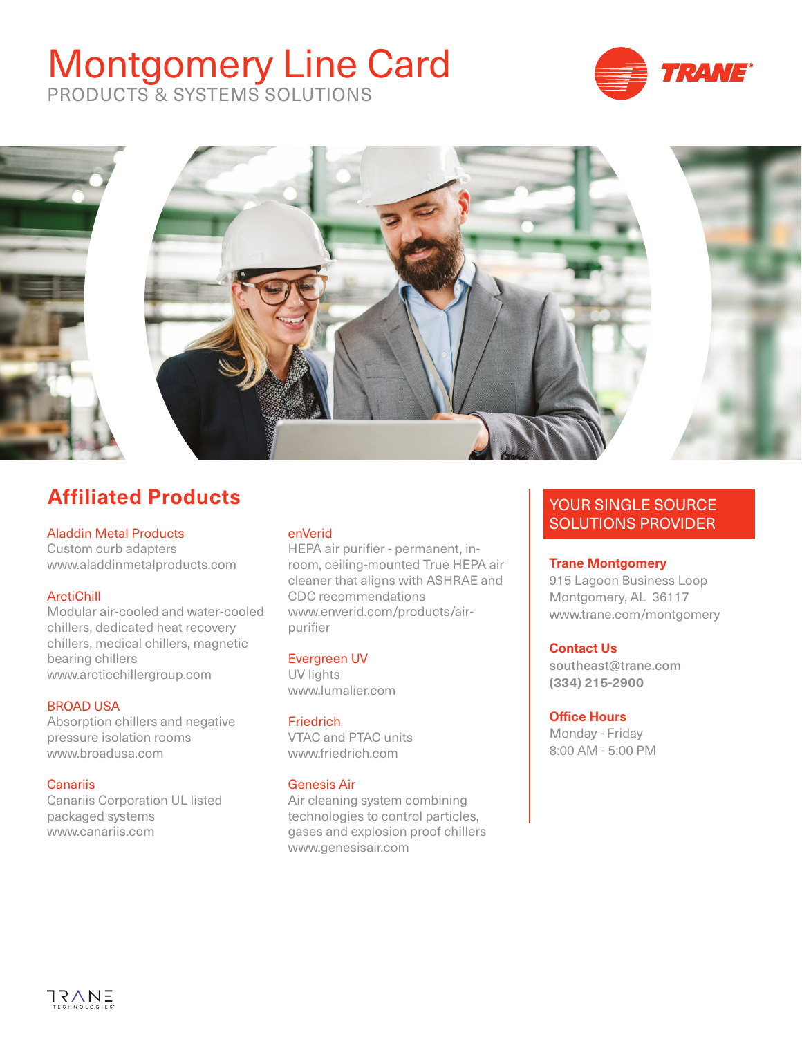# Montgomery Line Card

PRODUCTS & SYSTEMS SOLUTIONS

## Affiliated Products

**Aladdin Metal Products**
Custom curb adapters
www.aladdinmetalproducts.com

**ArctiChill**
Modular air-cooled and water-cooled chillers, dedicated heat recovery chillers, medical chillers, magnetic bearing chillers
www.arcticchillergroup.com

**BROAD USA**
Absorption chillers and negative pressure isolation rooms
www.broadusa.com

**Canariis**
Canariis Corporation UL listed packaged systems
www.canariis.com

**enVerid**
HEPA air purifier - permanent, in-room, ceiling-mounted True HEPA air cleaner that aligns with ASHRAE and CDC recommendations
www.enverid.com/products/air-purifier

**Evergreen UV**
UV lights
www.lumalier.com

**Friedrich**
VTAC and PTAC units
www.friedrich.com

**Genesis Air**
Air cleaning system combining technologies to control particles, gases and explosion proof chillers
www.genesisair.com

## YOUR SINGLE SOURCE SOLUTIONS PROVIDER

**Trane Montgomery**
915 Lagoon Business Loop
Montgomery, AL 36117
www.trane.com/montgomery

**Contact Us**
southeast@trane.com
**(334) 215-2900**

**Office Hours**
Monday - Friday
8:00 AM - 5:00 PM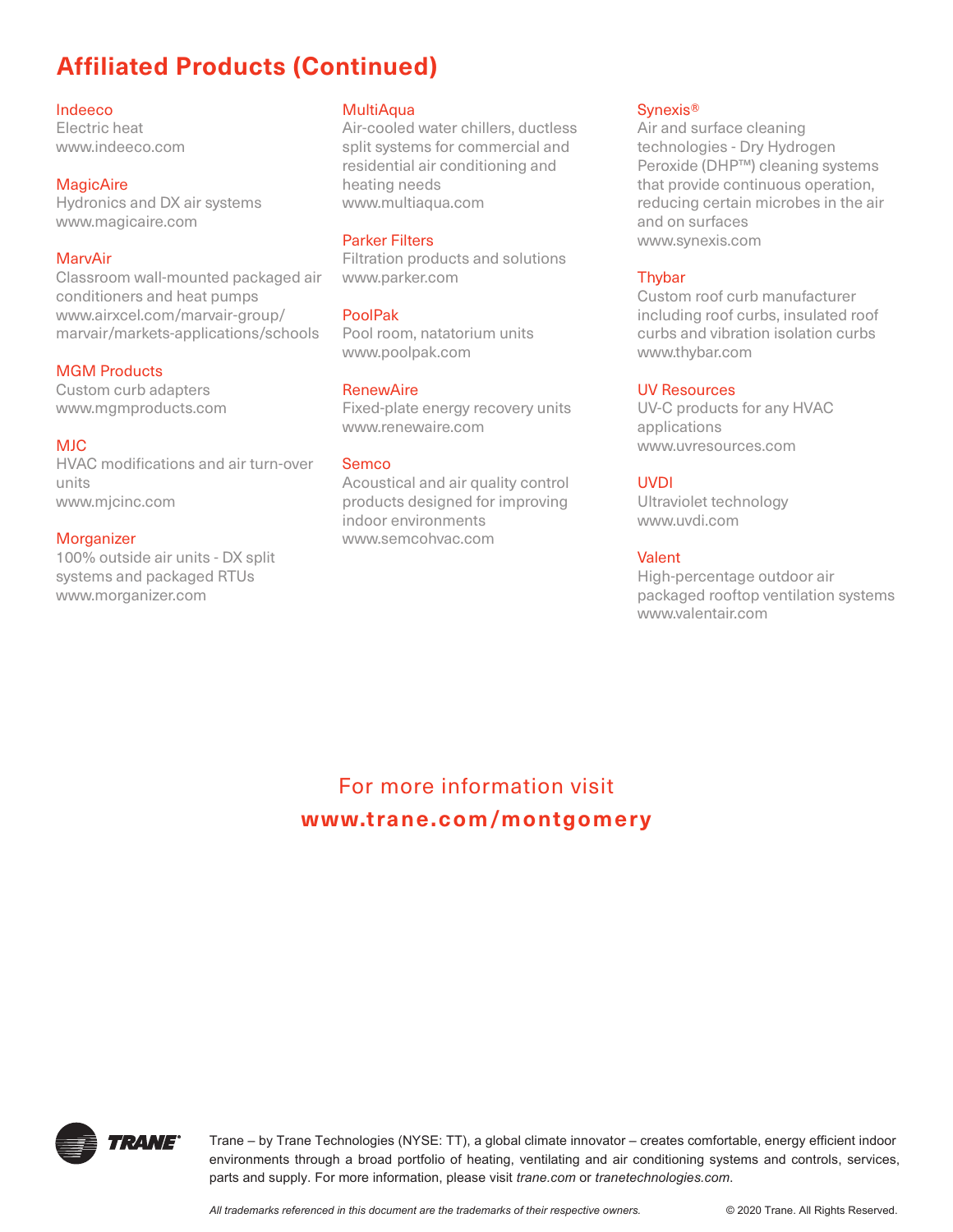## Affiliated Products (Continued)

Indeeco
Electric heat
www.indeeco.com

MagicAire
Hydronics and DX air systems
www.magicaire.com

MarvAir
Classroom wall-mounted packaged air conditioners and heat pumps
www.airxcel.com/marvair-group/marvair/markets-applications/schools

MGM Products
Custom curb adapters
www.mgmproducts.com

MJC
HVAC modifications and air turn-over units
www.mjcinc.com

Morganizer
100% outside air units - DX split systems and packaged RTUs
www.morganizer.com

MultiAqua
Air-cooled water chillers, ductless split systems for commercial and residential air conditioning and heating needs
www.multiaqua.com

Parker Filters
Filtration products and solutions
www.parker.com

PoolPak
Pool room, natatorium units
www.poolpak.com

RenewAire
Fixed-plate energy recovery units
www.renewaire.com

Semco
Acoustical and air quality control products designed for improving indoor environments
www.semcohvac.com

Synexis®
Air and surface cleaning technologies - Dry Hydrogen Peroxide (DHP™) cleaning systems that provide continuous operation, reducing certain microbes in the air and on surfaces
www.synexis.com

Thybar
Custom roof curb manufacturer including roof curbs, insulated roof curbs and vibration isolation curbs
www.thybar.com

UV Resources
UV-C products for any HVAC applications
www.uvresources.com

UVDI
Ultraviolet technology
www.uvdi.com

Valent
High-percentage outdoor air packaged rooftop ventilation systems
www.valentair.com

For more information visit
**www.trane.com/montgomery**

TRANE

Trane – by Trane Technologies (NYSE: TT), a global climate innovator – creates comfortable, energy efficient indoor environments through a broad portfolio of heating, ventilating and air conditioning systems and controls, services, parts and supply. For more information, please visit *trane.com* or *tranetechnologies.com*.

*All trademarks referenced in this document are the trademarks of their respective owners.*

© 2020 Trane. All Rights Reserved.